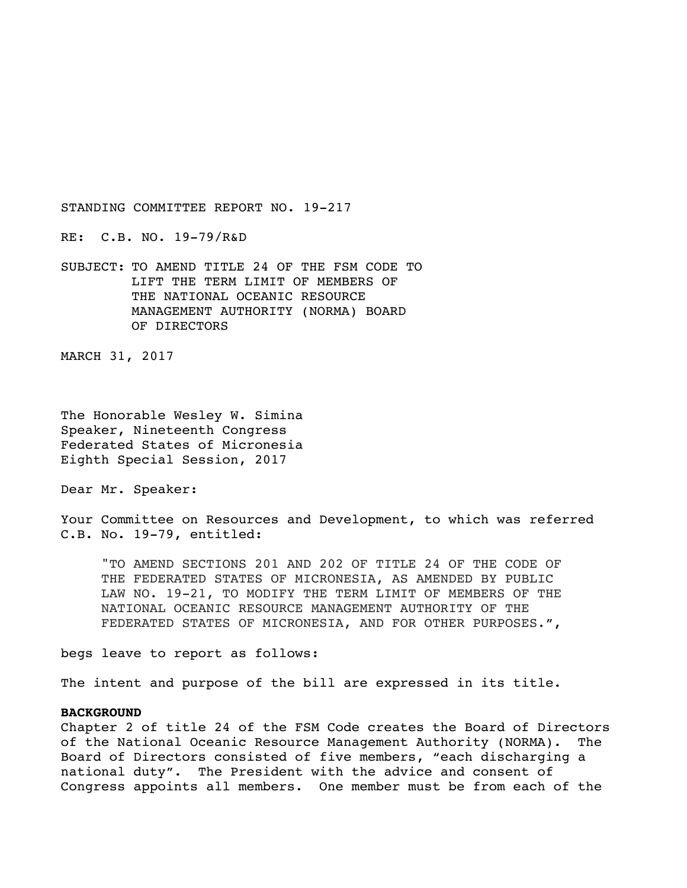STANDING COMMITTEE REPORT NO. 19-217

RE: C.B. NO. 19-79/R&D

SUBJECT: TO AMEND TITLE 24 OF THE FSM CODE TO LIFT THE TERM LIMIT OF MEMBERS OF THE NATIONAL OCEANIC RESOURCE MANAGEMENT AUTHORITY (NORMA) BOARD OF DIRECTORS

MARCH 31, 2017

The Honorable Wesley W. Simina
Speaker, Nineteenth Congress
Federated States of Micronesia
Eighth Special Session, 2017

Dear Mr. Speaker:

Your Committee on Resources and Development, to which was referred C.B. No. 19-79, entitled:

> "TO AMEND SECTIONS 201 AND 202 OF TITLE 24 OF THE CODE OF THE FEDERATED STATES OF MICRONESIA, AS AMENDED BY PUBLIC LAW NO. 19-21, TO MODIFY THE TERM LIMIT OF MEMBERS OF THE NATIONAL OCEANIC RESOURCE MANAGEMENT AUTHORITY OF THE FEDERATED STATES OF MICRONESIA, AND FOR OTHER PURPOSES.",

begs leave to report as follows:

The intent and purpose of the bill are expressed in its title.

**BACKGROUND**

Chapter 2 of title 24 of the FSM Code creates the Board of Directors of the National Oceanic Resource Management Authority (NORMA). The Board of Directors consisted of five members, "each discharging a national duty". The President with the advice and consent of Congress appoints all members. One member must be from each of the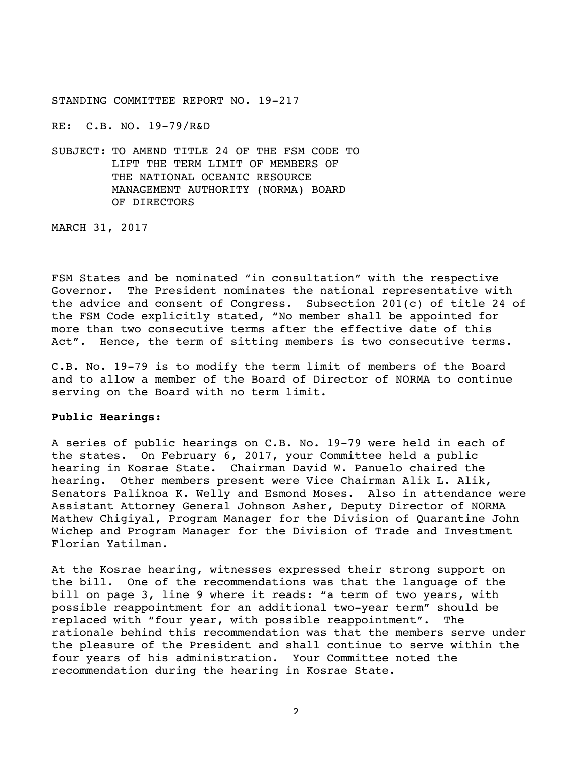STANDING COMMITTEE REPORT NO. 19-217

RE: C.B. NO. 19-79/R&D

SUBJECT: TO AMEND TITLE 24 OF THE FSM CODE TO LIFT THE TERM LIMIT OF MEMBERS OF THE NATIONAL OCEANIC RESOURCE MANAGEMENT AUTHORITY (NORMA) BOARD OF DIRECTORS

MARCH 31, 2017

FSM States and be nominated "in consultation" with the respective Governor. The President nominates the national representative with the advice and consent of Congress. Subsection 201(c) of title 24 of the FSM Code explicitly stated, "No member shall be appointed for more than two consecutive terms after the effective date of this Act". Hence, the term of sitting members is two consecutive terms.

C.B. No. 19-79 is to modify the term limit of members of the Board and to allow a member of the Board of Director of NORMA to continue serving on the Board with no term limit.

**Public Hearings:**

A series of public hearings on C.B. No. 19-79 were held in each of the states. On February 6, 2017, your Committee held a public hearing in Kosrae State. Chairman David W. Panuelo chaired the hearing. Other members present were Vice Chairman Alik L. Alik, Senators Paliknoa K. Welly and Esmond Moses. Also in attendance were Assistant Attorney General Johnson Asher, Deputy Director of NORMA Mathew Chigiyal, Program Manager for the Division of Quarantine John Wichep and Program Manager for the Division of Trade and Investment Florian Yatilman.

At the Kosrae hearing, witnesses expressed their strong support on the bill. One of the recommendations was that the language of the bill on page 3, line 9 where it reads: "a term of two years, with possible reappointment for an additional two-year term" should be replaced with "four year, with possible reappointment". The rationale behind this recommendation was that the members serve under the pleasure of the President and shall continue to serve within the four years of his administration. Your Committee noted the recommendation during the hearing in Kosrae State.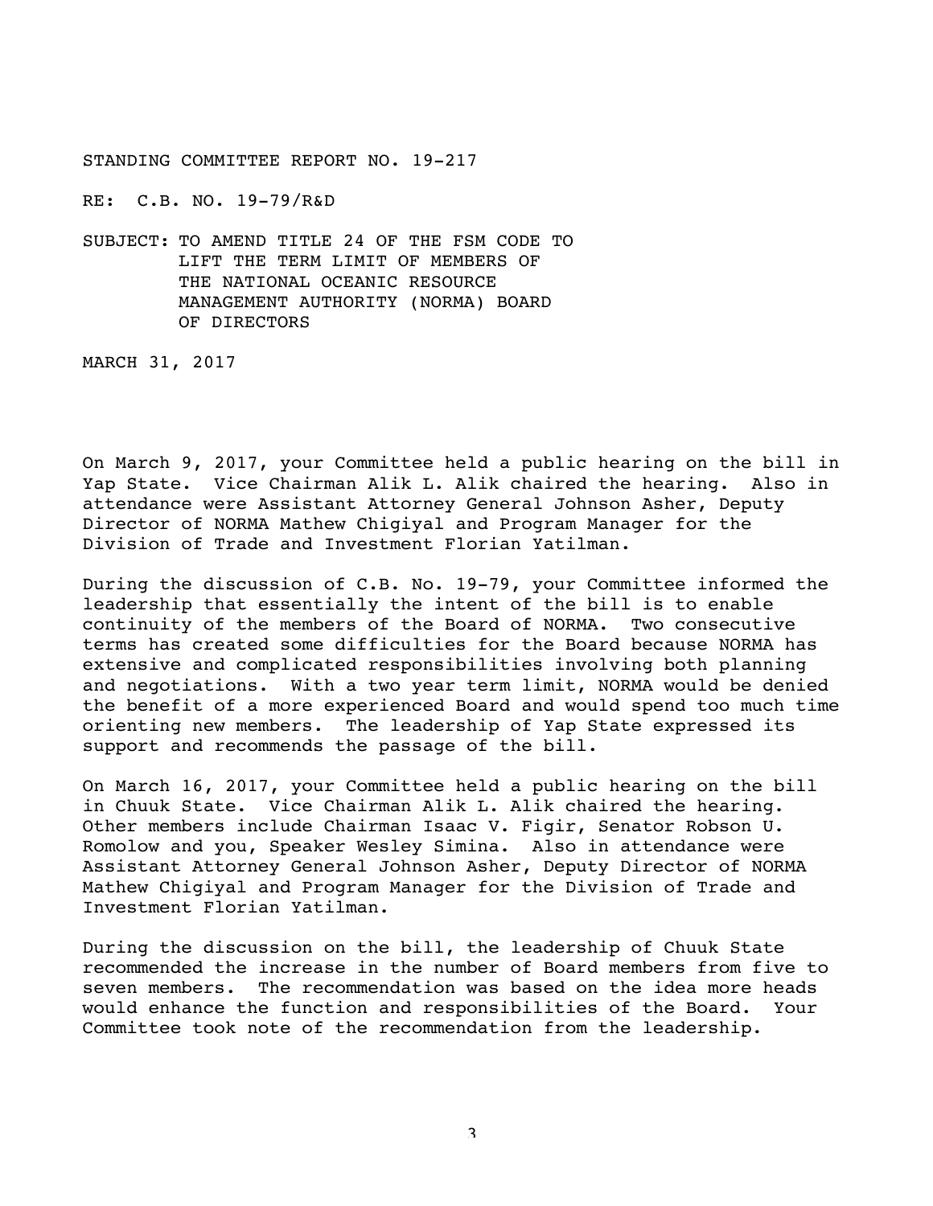STANDING COMMITTEE REPORT NO. 19-217

RE: C.B. NO. 19-79/R&D

SUBJECT: TO AMEND TITLE 24 OF THE FSM CODE TO LIFT THE TERM LIMIT OF MEMBERS OF THE NATIONAL OCEANIC RESOURCE MANAGEMENT AUTHORITY (NORMA) BOARD OF DIRECTORS

MARCH 31, 2017

On March 9, 2017, your Committee held a public hearing on the bill in Yap State. Vice Chairman Alik L. Alik chaired the hearing. Also in attendance were Assistant Attorney General Johnson Asher, Deputy Director of NORMA Mathew Chigiyal and Program Manager for the Division of Trade and Investment Florian Yatilman.

During the discussion of C.B. No. 19-79, your Committee informed the leadership that essentially the intent of the bill is to enable continuity of the members of the Board of NORMA. Two consecutive terms has created some difficulties for the Board because NORMA has extensive and complicated responsibilities involving both planning and negotiations. With a two year term limit, NORMA would be denied the benefit of a more experienced Board and would spend too much time orienting new members. The leadership of Yap State expressed its support and recommends the passage of the bill.

On March 16, 2017, your Committee held a public hearing on the bill in Chuuk State. Vice Chairman Alik L. Alik chaired the hearing. Other members include Chairman Isaac V. Figir, Senator Robson U. Romolow and you, Speaker Wesley Simina. Also in attendance were Assistant Attorney General Johnson Asher, Deputy Director of NORMA Mathew Chigiyal and Program Manager for the Division of Trade and Investment Florian Yatilman.

During the discussion on the bill, the leadership of Chuuk State recommended the increase in the number of Board members from five to seven members. The recommendation was based on the idea more heads would enhance the function and responsibilities of the Board. Your Committee took note of the recommendation from the leadership.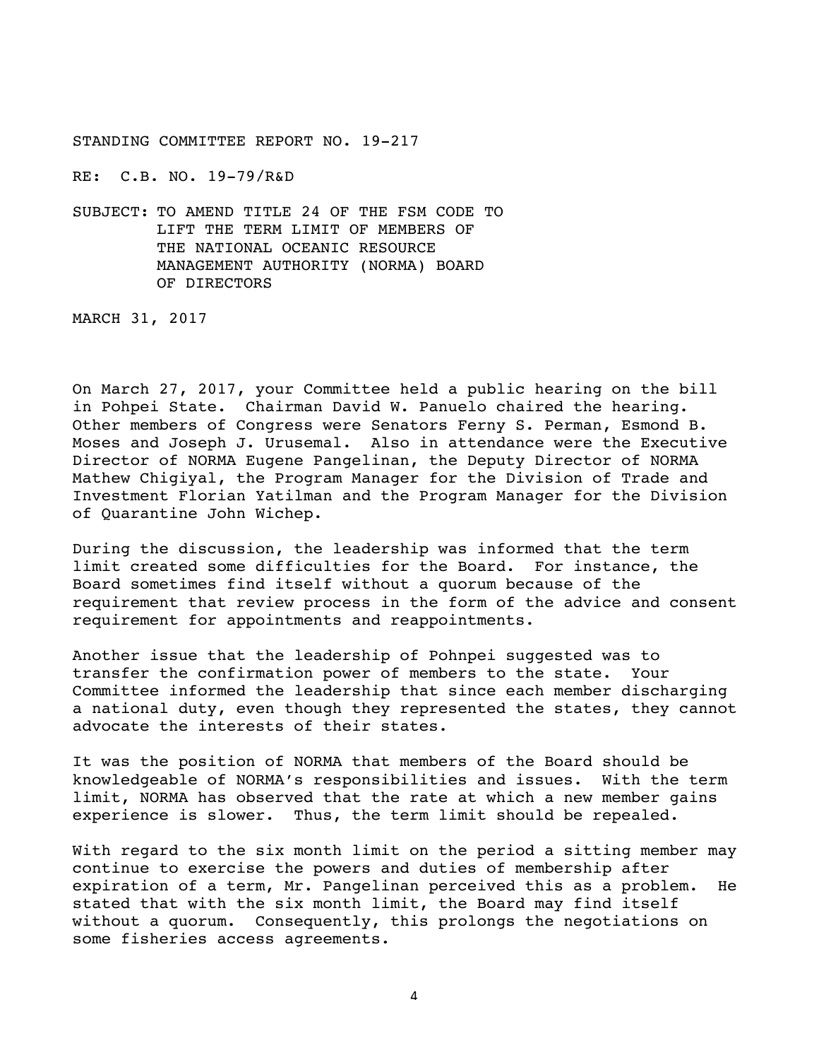STANDING COMMITTEE REPORT NO. 19-217

RE: C.B. NO. 19-79/R&D

SUBJECT: TO AMEND TITLE 24 OF THE FSM CODE TO LIFT THE TERM LIMIT OF MEMBERS OF THE NATIONAL OCEANIC RESOURCE MANAGEMENT AUTHORITY (NORMA) BOARD OF DIRECTORS

MARCH 31, 2017

On March 27, 2017, your Committee held a public hearing on the bill in Pohpei State. Chairman David W. Panuelo chaired the hearing. Other members of Congress were Senators Ferny S. Perman, Esmond B. Moses and Joseph J. Urusemal. Also in attendance were the Executive Director of NORMA Eugene Pangelinan, the Deputy Director of NORMA Mathew Chigiyal, the Program Manager for the Division of Trade and Investment Florian Yatilman and the Program Manager for the Division of Quarantine John Wichep.

During the discussion, the leadership was informed that the term limit created some difficulties for the Board. For instance, the Board sometimes find itself without a quorum because of the requirement that review process in the form of the advice and consent requirement for appointments and reappointments.

Another issue that the leadership of Pohnpei suggested was to transfer the confirmation power of members to the state. Your Committee informed the leadership that since each member discharging a national duty, even though they represented the states, they cannot advocate the interests of their states.

It was the position of NORMA that members of the Board should be knowledgeable of NORMA's responsibilities and issues. With the term limit, NORMA has observed that the rate at which a new member gains experience is slower. Thus, the term limit should be repealed.

With regard to the six month limit on the period a sitting member may continue to exercise the powers and duties of membership after expiration of a term, Mr. Pangelinan perceived this as a problem. He stated that with the six month limit, the Board may find itself without a quorum. Consequently, this prolongs the negotiations on some fisheries access agreements.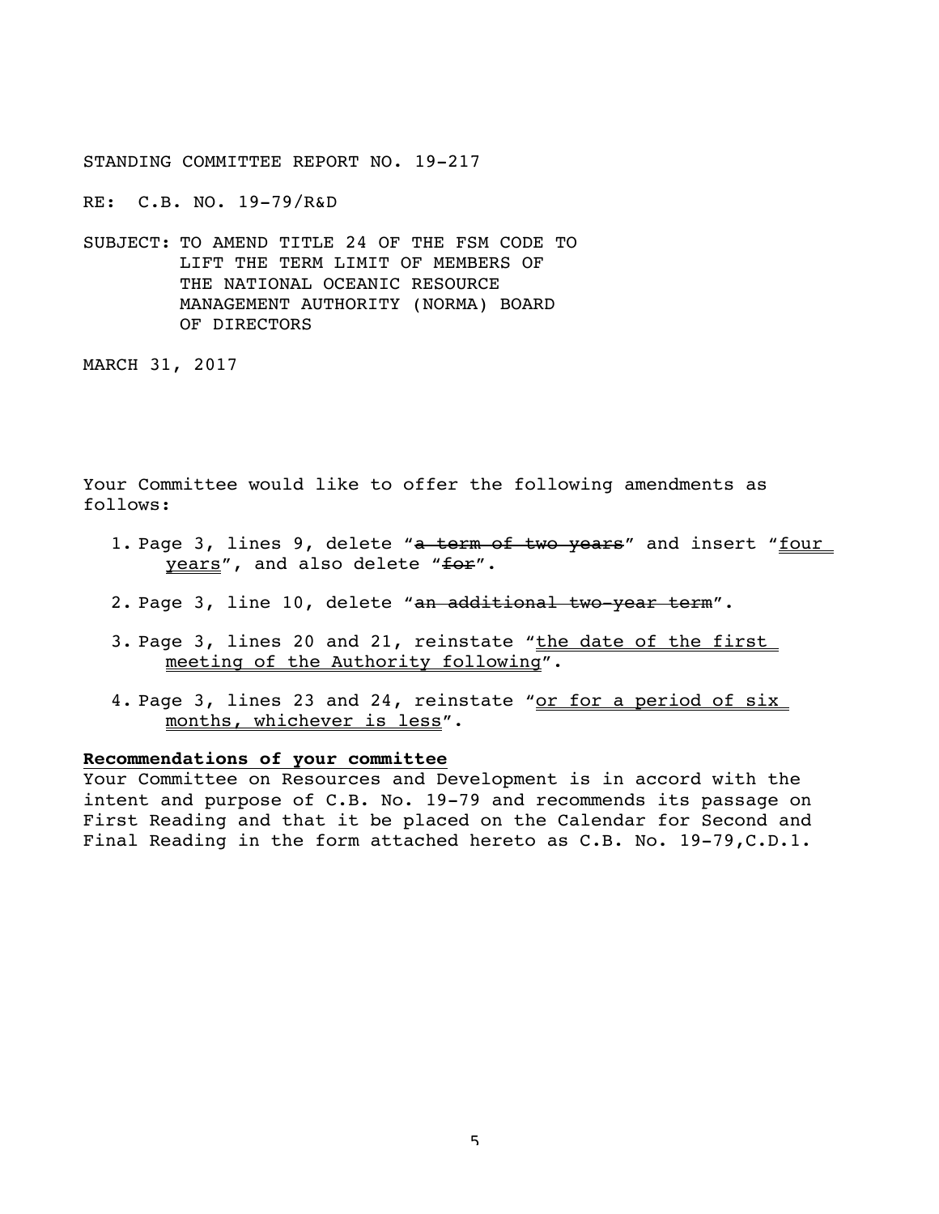STANDING COMMITTEE REPORT NO. 19-217

RE: C.B. NO. 19-79/R&D

SUBJECT: TO AMEND TITLE 24 OF THE FSM CODE TO LIFT THE TERM LIMIT OF MEMBERS OF THE NATIONAL OCEANIC RESOURCE MANAGEMENT AUTHORITY (NORMA) BOARD OF DIRECTORS

MARCH 31, 2017

Your Committee would like to offer the following amendments as follows:

1. Page 3, lines 9, delete "~~a term of two years~~" and insert "<u>four years</u>", and also delete "~~for~~".
2. Page 3, line 10, delete "~~an additional two-year term~~".
3. Page 3, lines 20 and 21, reinstate "<u>the date of the first meeting of the Authority following</u>".
4. Page 3, lines 23 and 24, reinstate "<u>or for a period of six months, whichever is less</u>".

**<u>Recommendations of your committee</u>**

Your Committee on Resources and Development is in accord with the intent and purpose of C.B. No. 19-79 and recommends its passage on First Reading and that it be placed on the Calendar for Second and Final Reading in the form attached hereto as C.B. No. 19-79,C.D.1.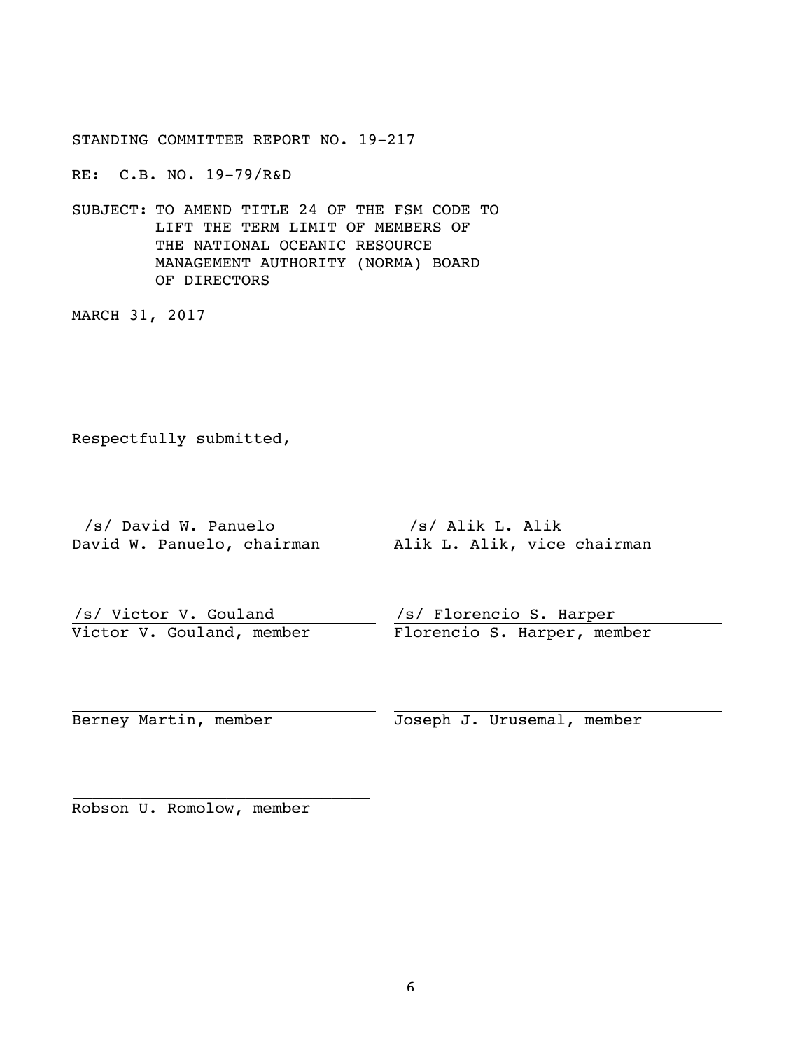STANDING COMMITTEE REPORT NO. 19-217

RE: C.B. NO. 19-79/R&D

SUBJECT: TO AMEND TITLE 24 OF THE FSM CODE TO LIFT THE TERM LIMIT OF MEMBERS OF THE NATIONAL OCEANIC RESOURCE MANAGEMENT AUTHORITY (NORMA) BOARD OF DIRECTORS

MARCH 31, 2017

Respectfully submitted,

| | |
|---|---|
| /s/ David W. Panuelo | /s/ Alik L. Alik |
| David W. Panuelo, chairman | Alik L. Alik, vice chairman |
| /s/ Victor V. Gouland | /s/ Florencio S. Harper |
| Victor V. Gouland, member | Florencio S. Harper, member |
| | |
| Berney Martin, member | Joseph J. Urusemal, member |
| | |
| Robson U. Romolow, member | |